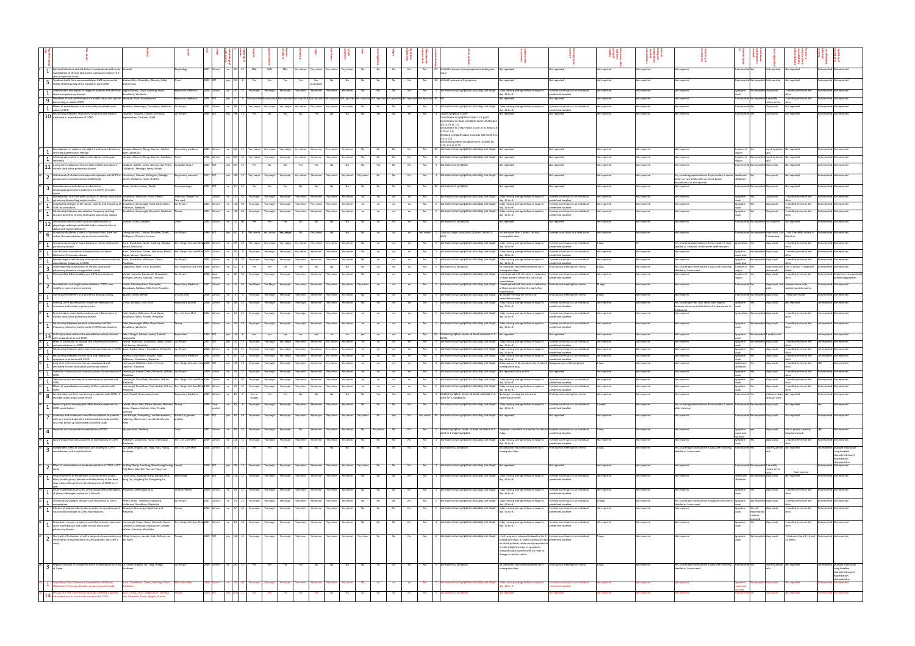|                 |                                                                                                                                                                                                                                                                                                                                                                                                                                                                     |                                                                                                                        |             |                                                                                      |         |  |    |          |                 |    |                          |                                                                                                                             |                                                                                                                                                                                                                                               | uo paes<br>Asavose                                                                                                    | man<br>sed time<br>had time | Rules to<br>distinguish<br>distinguish<br>exace bations<br>exace bations | lustering of<br>Mostrons                                                                                        |                                     |                                           | complete)<br>Happen A<br>Happen Complete  |                                                                            |
|-----------------|---------------------------------------------------------------------------------------------------------------------------------------------------------------------------------------------------------------------------------------------------------------------------------------------------------------------------------------------------------------------------------------------------------------------------------------------------------------------|------------------------------------------------------------------------------------------------------------------------|-------------|--------------------------------------------------------------------------------------|---------|--|----|----------|-----------------|----|--------------------------|-----------------------------------------------------------------------------------------------------------------------------|-----------------------------------------------------------------------------------------------------------------------------------------------------------------------------------------------------------------------------------------------|-----------------------------------------------------------------------------------------------------------------------|-----------------------------|--------------------------------------------------------------------------|-----------------------------------------------------------------------------------------------------------------|-------------------------------------|-------------------------------------------|-------------------------------------------|----------------------------------------------------------------------------|
|                 | $\begin{array}{r} \hline 1 & \text{Bacterial infections and risk factors in outputs with actualcoacertation of chronic obstructive polymography disease? A 2we are reasonable study. \hline \end{array}$                                                                                                                                                                                                                                                            |                                                                                                                        |             |                                                                                      |         |  |    |          |                 |    |                          | at lea                                                                                                                      |                                                                                                                                                                                                                                               |                                                                                                                       |                             |                                                                          |                                                                                                                 |                                     |                                           |                                           |                                                                            |
|                 | odulator AM3 improves the                                                                                                                                                                                                                                                                                                                                                                                                                                           | rz-Mon. Miray<br>arez-Sala                                                                                             |             |                                                                                      |         |  |    |          |                 |    |                          |                                                                                                                             |                                                                                                                                                                                                                                               |                                                                                                                       |                             |                                                                          |                                                                                                                 |                                     |                                           |                                           |                                                                            |
|                 |                                                                                                                                                                                                                                                                                                                                                                                                                                                                     | .<br>Ighai-Ravary, Quint, Goldring, H<br>ison, Wedzicha                                                                |             |                                                                                      |         |  |    |          |                 |    |                          |                                                                                                                             | $tary -14 to -8$                                                                                                                                                                                                                              |                                                                                                                       |                             |                                                                          |                                                                                                                 |                                     |                                           |                                           |                                                                            |
|                 |                                                                                                                                                                                                                                                                                                                                                                                                                                                                     | riee, Khair, Honeyb                                                                                                    |             |                                                                                      |         |  |    |          |                 |    |                          |                                                                                                                             | reported                                                                                                                                                                                                                                      | redefined baseline<br>ot reported                                                                                     |                             |                                                                          |                                                                                                                 |                                     | ew in the                                 |                                           |                                                                            |
|                 |                                                                                                                                                                                                                                                                                                                                                                                                                                                                     | mik, Seemungal, Donald                                                                                                 |             |                                                                                      |         |  |    |          |                 |    |                          |                                                                                                                             | 3 day moving average<br>day -14 to -8                                                                                                                                                                                                         | m score back to an ind                                                                                                |                             |                                                                          |                                                                                                                 |                                     |                                           |                                           |                                                                            |
|                 |                                                                                                                                                                                                                                                                                                                                                                                                                                                                     | irley, Pauwels, Lofdahl, Sv<br>rbottam, Carlsson , Stahl                                                               |             |                                                                                      |         |  |    |          |                 |    |                          | Grade symptom score:<br>1) increase in symptom score $> = 1$ point<br>2) increase in mean symptom score of at leas          |                                                                                                                                                                                                                                               |                                                                                                                       |                             |                                                                          |                                                                                                                 |                                     |                                           |                                           |                                                                            |
|                 |                                                                                                                                                                                                                                                                                                                                                                                                                                                                     |                                                                                                                        |             |                                                                                      |         |  |    |          |                 |    |                          | 0.5, 0.75 or 1.0<br>3) Increase in 3-day mean score of at least 0.5                                                         |                                                                                                                                                                                                                                               |                                                                                                                       |                             |                                                                          |                                                                                                                 |                                     |                                           |                                           |                                                                            |
|                 |                                                                                                                                                                                                                                                                                                                                                                                                                                                                     |                                                                                                                        |             |                                                                                      |         |  |    |          |                 |    |                          | 3) Interesses in 3-day mean score or at least 0<br>0.75 or 1.0<br>4) Mean symptom value exceeds Set level: 1.<br>2.0 or 2.5 |                                                                                                                                                                                                                                               |                                                                                                                       |                             |                                                                          |                                                                                                                 |                                     |                                           |                                           |                                                                            |
|                 |                                                                                                                                                                                                                                                                                                                                                                                                                                                                     | mpos, Alazemi, Zhang, Wanner, Sala                                                                                     |             |                                                                                      |         |  |    |          |                 |    |                          | 5) Exceding mean symptom run-in scores by<br>0.25, 0.5 or 0.75<br>NS increase in two sympton                                |                                                                                                                                                                                                                                               |                                                                                                                       |                             |                                                                          |                                                                                                                 |                                     |                                           |                                           |                                                                            |
|                 |                                                                                                                                                                                                                                                                                                                                                                                                                                                                     | Baier, Sandhaus<br>lampos, Alazemi, Zhang, Wanner, Sandha                                                              |             |                                                                                      |         |  |    | No       | No              |    | No                       | NS increase in two sympto                                                                                                   |                                                                                                                                                                                                                                               | reported                                                                                                              | ot reported                 | reported                                                                 | reported                                                                                                        | najors                              | thiv ohor                                 | t reported                                |                                                                            |
|                 |                                                                                                                                                                                                                                                                                                                                                                                                                                                                     | .<br>Jasaburi, Mahler, Jones, Wanner, San Ped<br>Wallack, Menjoge, Serby, Witlek                                       |             |                                                                                      |         |  |    |          |                 |    |                          |                                                                                                                             |                                                                                                                                                                                                                                               |                                                                                                                       |                             |                                                                          |                                                                                                                 |                                     |                                           |                                           |                                                                            |
|                 | $\begin{tabular}{ c c } \hline \multicolumn{3}{ c }{\hline \multicolumn{3}{ c }{\hline \multicolumn{3}{ c }{\hline \multicolumn{3}{ c }{\hline \multicolumn{3}{ c }{\hline \multicolumn{3}{ c }{\hline \multicolumn{3}{ c }{\hline \multicolumn{3}{ c }{\hline \multicolumn{3}{ c }{\hline \multicolumn{3}{ c }{\hline \multicolumn{3}{ c }{\hline \multicolumn{3}{ c }{\hline \multicolumn{3}{ c }{\hline \multicolumn{3}{ c }{\hline \multicolumn{3}{ c$          | houdhury, Dawson, Kilvington, Eldri<br>mes, Wedzicha, Feder, Griffiths                                                 |             |                                                                                      |         |  |    |          |                 |    |                          |                                                                                                                             |                                                                                                                                                                                                                                               |                                                                                                                       |                             |                                                                          | , clustering exacerbations if onset within<br>ore or two weeks after an event-based                             |                                     |                                           |                                           |                                                                            |
|                 | $\begin{tabular}{ c c } \hline \multicolumn{3}{ c }{3} & \multicolumn{3}{ c }{5} & \multicolumn{3}{ c }{5} & \multicolumn{3}{ c }{5} & \multicolumn{3}{ c }{5} & \multicolumn{3}{ c }{5} & \multicolumn{3}{ c }{5} & \multicolumn{3}{ c }{5} & \multicolumn{3}{ c }{5} & \multicolumn{3}{ c }{5} & \multicolumn{3}{ c }{5} & \multicolumn{3}{ c }{5} & \multicolumn{3}{ c }{5} & \multicolumn{3}{ c }{5} & \multicolumn{3}{ c$                                      | .<br>Mande Lodone Mi                                                                                                   |             |                                                                                      |         |  |    |          |                 |    |                          |                                                                                                                             |                                                                                                                                                                                                                                               |                                                                                                                       |                             |                                                                          | rbation as one episode.                                                                                         |                                     |                                           |                                           |                                                                            |
|                 |                                                                                                                                                                                                                                                                                                                                                                                                                                                                     | Ison, Wilkinson, Hurst, Perera                                                                                         |             |                                                                                      |         |  |    |          |                 |    | No.                      |                                                                                                                             | oving average below or equal to                                                                                                                                                                                                               |                                                                                                                       |                             |                                                                          | reported                                                                                                        |                                     |                                           |                                           |                                                                            |
|                 |                                                                                                                                                                                                                                                                                                                                                                                                                                                                     | Vedzicha<br>Jonaldson, Seemungal, Patel, Lloyd-Owen<br>:<br>Lur Respir J                                               |             |                                                                                      |         |  |    |          | $\overline{10}$ |    | $\overline{\phantom{1}}$ | including one major                                                                                                         | day -14 to -8<br>3 day moving average below or equal to<br>$\tan -14 to -8$                                                                                                                                                                   | .<br>predefined baseline<br>Symtom score back to an individua<br>redefined baseline                                   |                             |                                                                          | reported                                                                                                        |                                     |                                           |                                           |                                                                            |
|                 |                                                                                                                                                                                                                                                                                                                                                                                                                                                                     | .<br>Wilkinson, Wedzicha<br>Donaldson, Seemungal, Bhowmik, Wedz                                                        |             |                                                                                      |         |  |    |          |                 |    |                          |                                                                                                                             | erage below or equal to<br>day moving a<br>iy -14 to -8                                                                                                                                                                                       | m score back to an in<br>edefined baseline                                                                            |                             |                                                                          |                                                                                                                 | punt<br>symptom<br>Symptom<br>count |                                           |                                           |                                                                            |
|                 |                                                                                                                                                                                                                                                                                                                                                                                                                                                                     | wion, Guest, Stockley                                                                                                  |             |                                                                                      |         |  |    |          |                 |    |                          | rease in 2 sympto                                                                                                           | t reported                                                                                                                                                                                                                                    | reported                                                                                                              |                             |                                                                          | t reported                                                                                                      |                                     |                                           |                                           |                                                                            |
|                 | $\begin{array}{r l} \hline \text{33} & \text{12} & \text{The relationship of the one is pattern expectation to } \\ \hline \text{physibility: radio of the one is the probability of the following.} \\ \hline \text{min of the two-implication, a donor of the one is the probability of the two-implication.} \\ \hline \text{56} & \text{reduction vector} \\ \hline \text{67} & \text{reduction rate in the one is the one is the same.} \\ \hline \end{array}$ | dserg-Jansson, Larsson, MacNee, Tunek<br>Iahlgrem, Wouters, Larsson                                                    |             |                                                                                      |         |  |    |          |                 |    |                          |                                                                                                                             | score lower than 3 points for two<br>nsequitive days                                                                                                                                                                                          |                                                                                                                       |                             |                                                                          |                                                                                                                 |                                     | rieus                                     |                                           |                                                                            |
|                 | <sup>17</sup> 1 Temporal clustering of exaces                                                                                                                                                                                                                                                                                                                                                                                                                       |                                                                                                                        |             |                                                                                      |         |  |    |          |                 |    |                          |                                                                                                                             | i day moving average<br>lay -14 to -8                                                                                                                                                                                                         | Symtom score back t<br>predefined baseline                                                                            |                             |                                                                          | s, clustering e:<br>relied as "relac                                                                            |                                     |                                           |                                           |                                                                            |
|                 | $\begin{tabular}{r c c c} \hline \multicolumn{3}{r}{\textbf{14}} & \multicolumn{3}{r}{\textbf{14}} & \multicolumn{3}{r}{\textbf{14}} & \multicolumn{3}{r}{\textbf{14}} & \multicolumn{3}{r}{\textbf{14}} & \multicolumn{3}{r}{\textbf{14}} & \multicolumn{3}{r}{\textbf{14}} & \multicolumn{3}{r}{\textbf{14}} & \multicolumn{3}{r}{\textbf{14}} & \multicolumn{3}{r}{\textbf{14}} & \multicolumn{3}{r}{\textbf{14}} & \multicolumn{3}{r}{\textbf{14}}$             | turst, Donaldson, Quint, Goldrin<br>ävary, Wedzicha<br>turst, Donaldson, Perera, Wikins                                |             |                                                                                      |         |  |    |          |                 |    | No                       |                                                                                                                             | day moving average below or equal to<br>$-14 to -8$                                                                                                                                                                                           | Symtom score back to an ind                                                                                           |                             |                                                                          | reported                                                                                                        | ymptom<br>ount and                  |                                           |                                           |                                                                            |
|                 |                                                                                                                                                                                                                                                                                                                                                                                                                                                                     | lagan, Vessey, Wedzicha<br>turst, Donaldson, Wilkinson, Perera,<br>edzicha<br>angsetmo, Platt, Ernst, Bourbeau         | $no$ 150 34 |                                                                                      |         |  |    | No       | n <sub>0</sub>  | 60 | No                       |                                                                                                                             | day moving average below or equal to<br>iry -14 to -8<br>I symptoms returned to baseline for 3                                                                                                                                                | predefined baseline<br>Symtom score back to an individua<br>predefined baseline<br>First day not meeting the criteria |                             | reported                                                                 | t reported                                                                                                      | Symptom<br>count and<br>Number of   | ot reported dury cards<br>diary cards and |                                           |                                                                            |
|                 |                                                                                                                                                                                                                                                                                                                                                                                                                                                                     | is. Tzanakis. Damianaki. Ntaou                                                                                         | $10$ 421 6  |                                                                                      |         |  | No | No       | 60              |    | No.                      |                                                                                                                             | utive days<br>veek period with the same or reducti                                                                                                                                                                                            | n score back to an                                                                                                    |                             |                                                                          | es, clustering if onset within 3 days after recor<br>belled as "recu<br>ot reported                             |                                     | .<br>Nati                                 |                                           | ted, retro                                                                 |
|                 |                                                                                                                                                                                                                                                                                                                                                                                                                                                                     | ofytou, Zervou, Siafakas, Tzortzaki                                                                                    |             |                                                                                      |         |  |    |          |                 |    |                          |                                                                                                                             | those present before the start of an                                                                                                                                                                                                          | edefined baseline<br>lay not meeting the                                                                              |                             |                                                                          |                                                                                                                 | najors                              |                                           |                                           | estioning patient                                                          |
|                 | $\begin{array}{c c} \hline \textbf{1} & \textbf{Microsoft} \textbf{in} \textbf{Staberr} \textbf{1} \textbf{m} \textbf{m} \textbf{m} \textbf{m} \textbf{m} \textbf{m} \textbf{m} \textbf{m} \textbf{m} \textbf{m} \textbf{m} \textbf{m} \textbf{m} \textbf{m} \textbf{m} \textbf{m} \textbf{m} \textbf{m} \textbf{m} \textbf{m} \textbf{m} \textbf{m} \textbf{m} \textbf{m} \textbf{m} \textbf{m} \textbf{m} \textbf{m} \textbf{m} \$                                | rkis, Moschandreas, Damianaki,<br>auokakis, Siafakas, Milic Emili, Tzanakis<br>en Staals Renditt                       |             |                                                                                      |         |  |    |          |                 |    |                          |                                                                                                                             | xacerbation<br>: week period with the same or reducti<br>if those present before the start of an                                                                                                                                              |                                                                                                                       |                             |                                                                          |                                                                                                                 |                                     |                                           |                                           |                                                                            |
|                 | 23 1 Use of accelerometers to character                                                                                                                                                                                                                                                                                                                                                                                                                             | y, Williams, Holt, Rice                                                                                                |             | T                                                                                    |         |  |    |          |                 |    |                          |                                                                                                                             | xacerbation<br>to longer meeting the criteria for<br>xacerbation onset                                                                                                                                                                        |                                                                                                                       |                             |                                                                          |                                                                                                                 |                                     |                                           |                                           |                                                                            |
|                 | 24 1 Defining COPD exacerbations: impact of                                                                                                                                                                                                                                                                                                                                                                                                                         | erl. Viahos. Wilkinson, Lloyd-                                                                                         |             |                                                                                      |         |  |    |          |                 |    |                          |                                                                                                                             | day moving average below or equal to $\nu_F$ -14 to -8                                                                                                                                                                                        | om score back to an is                                                                                                |                             |                                                                          | fustering if less than seven days elapse<br>aen recovery and initiation of a new co<br>edication<br>Internation |                                     |                                           |                                           |                                                                            |
|                 | -<br>25 1 Bronchiestasis, exacerbation indices, and inf<br>chronic obstructive pulmonary disease                                                                                                                                                                                                                                                                                                                                                                    | naldson, Wilks, Reznek, Wedzicha                                                                                       |             |                                                                                      |         |  |    |          |                 |    |                          |                                                                                                                             | 3 day moving average below or equal to<br>day -14 to -8                                                                                                                                                                                       | sellined baseline                                                                                                     |                             |                                                                          |                                                                                                                 |                                     |                                           |                                           |                                                                            |
|                 | 26 1 Relationship between bacterial colonisation and the<br>frequency, character, and severity of COPD exacerb                                                                                                                                                                                                                                                                                                                                                      | stel, Seemungal, Wiks, Lloyd-Ower<br>onaldson, Wedzicha                                                                |             |                                                                                      |         |  |    |          |                 |    |                          |                                                                                                                             | day moving average below or equal to<br>$4y - 14$ to $-8$                                                                                                                                                                                     | tom score back to an ins<br>efined baseline                                                                           |                             |                                                                          |                                                                                                                 | iymptor<br>ount                     |                                           |                                           |                                                                            |
|                 |                                                                                                                                                                                                                                                                                                                                                                                                                                                                     | a, Calcagni, Subia<br>yguinetti<br>wrie, Wilkinson, Dan                                                                |             |                                                                                      |         |  |    |          |                 |    | $\overline{N}$           |                                                                                                                             | iev moving average below or equal to                                                                                                                                                                                                          | tom score back to an indiv                                                                                            |                             |                                                                          |                                                                                                                 |                                     |                                           |                                           |                                                                            |
|                 |                                                                                                                                                                                                                                                                                                                                                                                                                                                                     | lel, Kesten, Wedzicha<br>uint, Baghai-Ravary, Dona                                                                     |             |                                                                                      |         |  |    | no<br>no | 60              |    | $\overline{\phantom{1}}$ |                                                                                                                             | day -14 to -8<br>day moving average below or equal to                                                                                                                                                                                         | redefined baseline<br>Symtom score back to an ind                                                                     |                             |                                                                          |                                                                                                                 | ympton<br>count                     |                                           |                                           |                                                                            |
|                 |                                                                                                                                                                                                                                                                                                                                                                                                                                                                     | .<br>berts, Lloyd-Owen, Rapado, Patel,                                                                                 |             | $\begin{array}{r} 169 \\ 61 \end{array} \quad \begin{array}{r} 12 \\ 18 \end{array}$ |         |  |    |          | $\overline{10}$ |    | $\overline{M}$           |                                                                                                                             | tier -14 to -8<br>Siley moving average below or equal to                                                                                                                                                                                      | edefined baseline<br>intom score back to an individual<br>redefined baseline<br>isappearance of all symptoms          |                             |                                                                          | .<br>Kabupatèn                                                                                                  | ount<br>ympton                      |                                           |                                           |                                                                            |
|                 |                                                                                                                                                                                                                                                                                                                                                                                                                                                                     |                                                                                                                        |             |                                                                                      |         |  |    |          |                 |    | No.                      |                                                                                                                             |                                                                                                                                                                                                                                               |                                                                                                                       |                             |                                                                          |                                                                                                                 |                                     |                                           |                                           |                                                                            |
|                 |                                                                                                                                                                                                                                                                                                                                                                                                                                                                     | ikinson, Donaldson, Wedzicha<br>emungal, Wikinson, Hurst, Perera<br>psford, Wedzicha                                   |             |                                                                                      |         |  |    |          |                 |    |                          |                                                                                                                             |                                                                                                                                                                                                                                               |                                                                                                                       |                             |                                                                          |                                                                                                                 | ount<br>walthcare                   |                                           |                                           |                                                                            |
|                 |                                                                                                                                                                                                                                                                                                                                                                                                                                                                     | ungal, Harper-Ower                                                                                                     |             |                                                                                      |         |  |    |          |                 |    |                          |                                                                                                                             | ported in this articl                                                                                                                                                                                                                         |                                                                                                                       |                             |                                                                          |                                                                                                                 | ymptom<br>ount                      |                                           |                                           |                                                                            |
|                 |                                                                                                                                                                                                                                                                                                                                                                                                                                                                     | dzicha<br>mungal, Donaldson, Bhowmik, Jeff<br>dzicha<br>mungal, Donaldson,                                             |             |                                                                                      |         |  |    |          |                 |    |                          |                                                                                                                             | day moving average below or equal to<br>lay -14 to -8<br>  day moving average below or equal to                                                                                                                                               | mtom score back to an individ<br>edefined baseline<br>intom score back to an ins                                      |                             |                                                                          |                                                                                                                 | count                               |                                           |                                           |                                                                            |
|                 |                                                                                                                                                                                                                                                                                                                                                                                                                                                                     | nd, Powell, Greenwoud, Jarad                                                                                           |             |                                                                                      |         |  |    |          |                 |    |                          |                                                                                                                             | $tary -14 to -8$                                                                                                                                                                                                                              | redefined baseline<br>rst day not meeting the crit                                                                    |                             |                                                                          |                                                                                                                 | Symptom<br>count                    |                                           |                                           |                                                                            |
|                 | 35 8 Nemote daily real-time monotoring in                                                                                                                                                                                                                                                                                                                                                                                                                           |                                                                                                                        |             |                                                                                      | trapies |  |    |          |                 |    |                          | point for 2 symptoms                                                                                                        | io longer meeting the criteria for<br>xacerbation onset                                                                                                                                                                                       |                                                                                                                       |                             |                                                                          |                                                                                                                 |                                     | rds an visits                             |                                           |                                                                            |
|                 | 36 1 Impact of gastro-osiophages                                                                                                                                                                                                                                                                                                                                                                                                                                    | erada, Muro, Sato, Ohara, Haruna, Mar<br>Inose, Ogawa, Hoshino, Nimi, Terada,                                          |             |                                                                                      |         |  |    |          |                 |    |                          |                                                                                                                             | : day moving average below or equal to<br>lay -14 to -8                                                                                                                                                                                       | iymtom score back to an in:<br>redefined baseline                                                                     |                             |                                                                          | r recovery.                                                                                                     |                                     |                                           |                                           |                                                                            |
|                 | $\begin{tabular}{c} \bf 37 & \bf 7 \\ \bf 7 & with non-steroid dependent as them and elements the four-year followed control and the one. \end{tabular}$                                                                                                                                                                                                                                                                                                            | Aishima<br>van Schayck, Dompeling, van Herwaanden<br>olgering, Akkermans, van den Broek, van<br>Veel                   |             |                                                                                      |         |  |    |          |                 |    |                          |                                                                                                                             |                                                                                                                                                                                                                                               |                                                                                                                       |                             |                                                                          |                                                                                                                 |                                     |                                           |                                           |                                                                            |
|                 | $\overline{a}$ Reported and unreported exacerbations of COPD                                                                                                                                                                                                                                                                                                                                                                                                        | saratha Storkles                                                                                                       |             |                                                                                      |         |  |    |          |                 |    |                          | Graded symptom scale; at least increase in 1<br>point in 1 major symptom                                                    | ymptom score back to baseline for at least Symtom score back to an individual<br>days                                                                                                                                                         |                                                                                                                       |                             |                                                                          |                                                                                                                 | Symptom<br>count and                |                                           | Run in period + week!<br>telephone check. |                                                                            |
|                 |                                                                                                                                                                                                                                                                                                                                                                                                                                                                     | on, Donaldson, Hurst, Seemungal,                                                                                       | $128$ $72$  |                                                                                      |         |  |    |          |                 |    | No                       | rease in two symptom                                                                                                        | 3 day moving average below or equal to<br>tay -14 to -8                                                                                                                                                                                       | <b>Syntom score back to an ind</b><br>redefined harming                                                               |                             |                                                                          |                                                                                                                 | luration<br>iymptom<br>ount         | cards                                     |                                           |                                                                            |
|                 | $\begin{array}{r l} \hline 12 & \hline \text{Early therapy inpeoves outcomes of expectations of COF} \\\hline 40 & \hline 3 & \hline \text{todependent Effect of Depression and Archive on COFD} \\\hline \end{array}$<br>erbations and hospitalizations                                                                                                                                                                                                            | Wedzicha<br>Ku, Collet, Shapiro, Lin, Yang, Platt, Wang,                                                               |             |                                                                                      |         |  |    |          |                 |    |                          | ase in 1 sympto                                                                                                             | ouy -14 to -8<br>All symptoms returned to baseline for 3<br>consequtive days                                                                                                                                                                  | adefined baseline<br>st day not meeting the criteri                                                                   |                             |                                                                          | s, clustering if onset within 3 days after recov<br>led as 'rec                                                 | <b>St</b> repo                      |                                           |                                           | fultiple imputa                                                            |
|                 |                                                                                                                                                                                                                                                                                                                                                                                                                                                                     |                                                                                                                        |             |                                                                                      |         |  |    |          |                 |    |                          |                                                                                                                             |                                                                                                                                                                                                                                               |                                                                                                                       |                             |                                                                          |                                                                                                                 |                                     |                                           |                                           | using baseline<br>characteristics and<br>exacerbation<br>haracteristi      |
|                 | $\frac{41}{2}$ 2 Effect of carbon                                                                                                                                                                                                                                                                                                                                                                                                                                   | in-Ping Zheng, Jian Kang, Shao-Guang H<br>Ing Chen, Wan-Zen Yao, Lan Yang et al.                                       |             |                                                                                      |         |  |    |          |                 |    |                          |                                                                                                                             |                                                                                                                                                                                                                                               |                                                                                                                       |                             |                                                                          |                                                                                                                 |                                     |                                           | Not reported                              |                                                                            |
|                 |                                                                                                                                                                                                                                                                                                                                                                                                                                                                     | umin Zhou, Xiaoping Wang, Xiangyi Zeng<br>Iong Qui, Jungfeng Xie, Shengming Liu,                                       |             |                                                                                      |         |  |    |          |                 |    |                          |                                                                                                                             | 3 day moving average below or equal to<br>day -14 to -8                                                                                                                                                                                       | redefined baseline                                                                                                    |                             |                                                                          |                                                                                                                 |                                     |                                           |                                           |                                                                            |
|                 | For the breading of the<br>optypies is a randomized, documental and the state of the state of the<br>plint of the parallel group, place bo controlled study of low-dose,<br>slow release the<br>optypine in the threatment of COPD for 1<br>s                                                                                                                                                                                                                       |                                                                                                                        |             |                                                                                      |         |  |    |          |                 |    |                          |                                                                                                                             |                                                                                                                                                                                                                                               | om score back to i                                                                                                    |                             |                                                                          |                                                                                                                 |                                     |                                           |                                           |                                                                            |
|                 | war<br>1. Acute Exacerbations of COPD are accompanied by el<br>1. Of plasma fibrinogen and serum IL-6 levels                                                                                                                                                                                                                                                                                                                                                        |                                                                                                                        |             |                                                                                      |         |  |    |          |                 |    |                          |                                                                                                                             | i day moving average<br>lay -14 to -8                                                                                                                                                                                                         | efined baseline<br>tom score back to an ins                                                                           |                             |                                                                          |                                                                                                                 |                                     |                                           |                                           |                                                                            |
|                 | 44 1 Inflammatory changes, recovery and recurrence at COPD<br>coacerbation.                                                                                                                                                                                                                                                                                                                                                                                         |                                                                                                                        |             |                                                                                      |         |  |    |          |                 |    |                          |                                                                                                                             | 3 day moving average below or equal to<br>day -14 to -8<br>i day moving average<br>lay -14 to -8                                                                                                                                              |                                                                                                                       |                             |                                                                          | s, clustering if onset<br>relied as 'recurrence                                                                 |                                     |                                           |                                           |                                                                            |
|                 | 45 decaderbation.<br>45 1 Relation of sputum inflammatory markers to sy<br>1 lung function changes in COPD exacerbations.                                                                                                                                                                                                                                                                                                                                           | Perera, Hurst, Wilkinson, Sapsford,<br>Mullerova, Donaldson, Wedzicha<br>Bhowmik, Seemungal, Sapsford, and<br>Wedzicha |             |                                                                                      |         |  |    |          |                 |    |                          |                                                                                                                             |                                                                                                                                                                                                                                               | defined baseline<br>Itom score back to a<br>defined baseline                                                          |                             |                                                                          |                                                                                                                 | $\frac{1}{2}$                       |                                           |                                           |                                                                            |
|                 |                                                                                                                                                                                                                                                                                                                                                                                                                                                                     | Seemungal, Harper Owen, Bhownik, Mori<br>Sanderson, Message, Maccaulium, Meade<br>teffries, Johnston, Wedzicha         |             |                                                                                      |         |  |    |          |                 |    |                          |                                                                                                                             | i day moving average below or equal to<br>lay -14 to -8                                                                                                                                                                                       | .<br>Internation score back to an indi-<br>International baseline                                                     |                             |                                                                          |                                                                                                                 |                                     |                                           |                                           |                                                                            |
|                 | $\begin{array}{r l} \hline \textbf{46} & \textbf{1} & \textbf{Respiatory virus} \textbf{5}, \textbf{symptoms}, \textbf{and inflamm} \\ \textbf{actte exactbations and stable chronic obstu} & \textbf{pulmonary disease}. \\\hline \end{array}$<br><sup>47</sup> 2 The (cost)-effectiveness of self-treatment of exacerbations of<br>the severity of exacerbations in COPD patients: the COPE-II                                                                    | .<br>Effing, Kerstjens, van der Valk, Zielhuis, va<br>der Palen                                                        |             |                                                                                      |         |  |    |          |                 |    |                          |                                                                                                                             | 1) All symptoms returned to baseline for                                                                                                                                                                                                      | mtom score back to an individu<br>ined baseline                                                                       |                             |                                                                          | t reported                                                                                                      | Symptom<br>count                    |                                           | Telephone check 4, 13 and                 |                                                                            |
|                 |                                                                                                                                                                                                                                                                                                                                                                                                                                                                     |                                                                                                                        |             |                                                                                      |         |  |    |          |                 |    |                          |                                                                                                                             |                                                                                                                                                                                                                                               |                                                                                                                       |                             |                                                                          |                                                                                                                 |                                     |                                           |                                           |                                                                            |
|                 |                                                                                                                                                                                                                                                                                                                                                                                                                                                                     |                                                                                                                        |             |                                                                                      |         |  |    |          |                 |    |                          |                                                                                                                             | a) eu symptoms returned to dasenne for a<br>consequérie days, 2) seven consecutive day<br>on which patients continuously reported r<br>or only a slight increase in symptoms<br>compared with baseline with no fever or<br>change in sputum c |                                                                                                                       |                             |                                                                          |                                                                                                                 |                                     |                                           |                                           |                                                                            |
|                 | $3$ $3$ $\frac{Nagative}{at1 year}$                                                                                                                                                                                                                                                                                                                                                                                                                                 | .<br>2LKu, Collet, Shapiro, Lin, Yang, Wang                                                                            |             |                                                                                      |         |  |    |          |                 |    |                          |                                                                                                                             | ll symptoms returned to baseline for 3<br>Insequtive days                                                                                                                                                                                     |                                                                                                                       |                             |                                                                          | s, clustering if onset within 3 days afte<br>relied as 'recurrence'                                             |                                     |                                           |                                           |                                                                            |
|                 |                                                                                                                                                                                                                                                                                                                                                                                                                                                                     |                                                                                                                        |             |                                                                                      |         |  |    |          |                 |    |                          |                                                                                                                             |                                                                                                                                                                                                                                               |                                                                                                                       |                             |                                                                          |                                                                                                                 |                                     |                                           |                                           | wurtpre imputatio<br>using baseline<br>characteristics and<br>exacerbation |
| $\frac{10}{14}$ | ructive Pulmonary Disease: prospective pilot study                                                                                                                                                                                                                                                                                                                                                                                                                  | zicha                                                                                                                  |             |                                                                                      |         |  |    |          |                 |    |                          |                                                                                                                             | day moving average below or equal to<br>ry -14 to -8                                                                                                                                                                                          | score back to an is                                                                                                   |                             |                                                                          |                                                                                                                 |                                     |                                           |                                           |                                                                            |